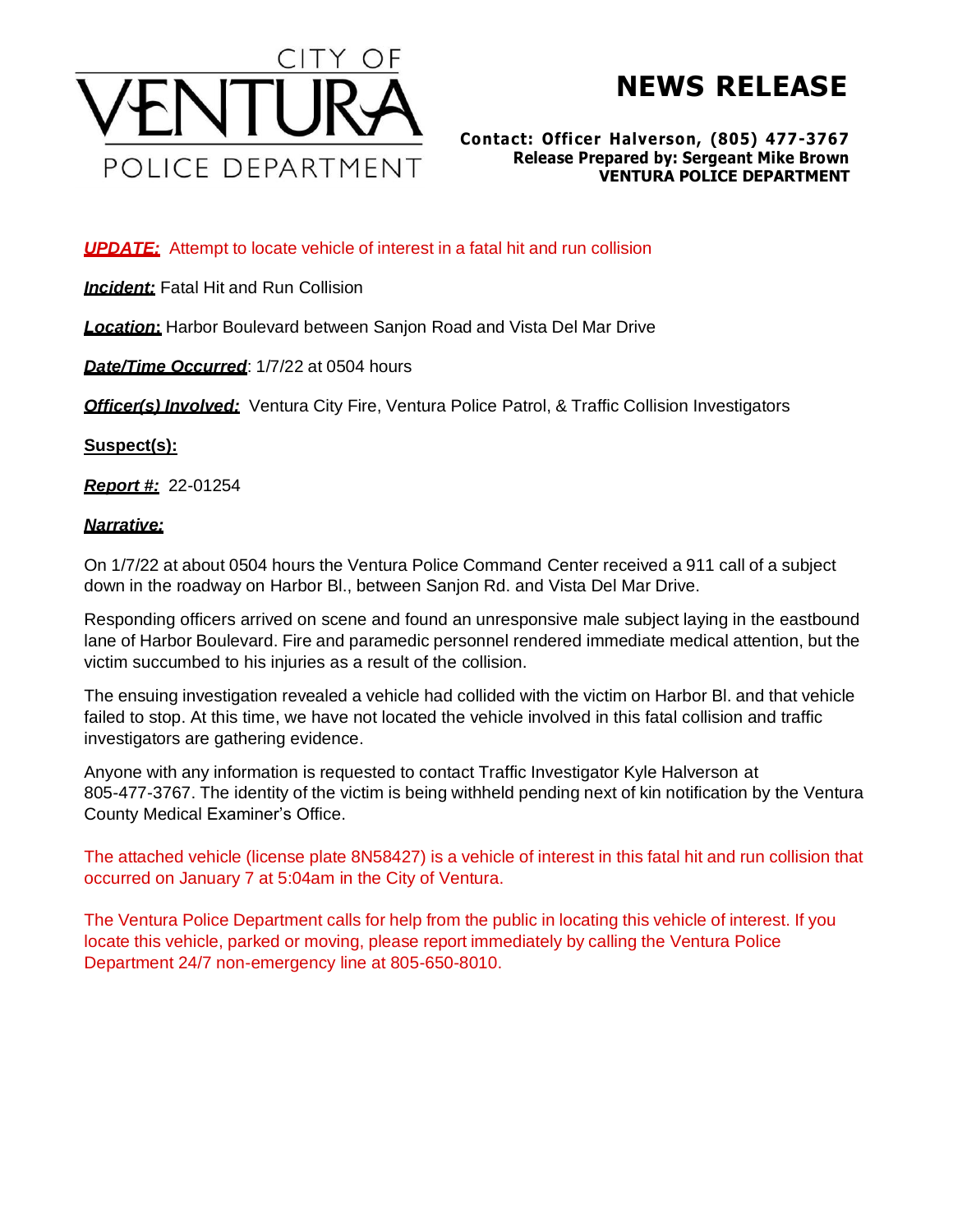CITY OF VENTURA POLICE DEPARTMENT

# NEWS RELEASE

**Contact: Officer Halverson, (805) 477-3767**
**Release Prepared by: Sergeant Mike Brown**
**VENTURA POLICE DEPARTMENT**

***UPDATE:*** Attempt to locate vehicle of interest in a fatal hit and run collision

***Incident:*** Fatal Hit and Run Collision

***Location:*** Harbor Boulevard between Sanjon Road and Vista Del Mar Drive

***Date/Time Occurred***: 1/7/22 at 0504 hours

***Officer(s) Involved:*** Ventura City Fire, Ventura Police Patrol, & Traffic Collision Investigators

**Suspect(s):**

***Report #:*** 22-01254

***Narrative:***

On 1/7/22 at about 0504 hours the Ventura Police Command Center received a 911 call of a subject down in the roadway on Harbor Bl., between Sanjon Rd. and Vista Del Mar Drive.

Responding officers arrived on scene and found an unresponsive male subject laying in the eastbound lane of Harbor Boulevard. Fire and paramedic personnel rendered immediate medical attention, but the victim succumbed to his injuries as a result of the collision.

The ensuing investigation revealed a vehicle had collided with the victim on Harbor Bl. and that vehicle failed to stop. At this time, we have not located the vehicle involved in this fatal collision and traffic investigators are gathering evidence.

Anyone with any information is requested to contact Traffic Investigator Kyle Halverson at 805-477-3767. The identity of the victim is being withheld pending next of kin notification by the Ventura County Medical Examiner's Office.

The attached vehicle (license plate 8N58427) is a vehicle of interest in this fatal hit and run collision that occurred on January 7 at 5:04am in the City of Ventura.

The Ventura Police Department calls for help from the public in locating this vehicle of interest. If you locate this vehicle, parked or moving, please report immediately by calling the Ventura Police Department 24/7 non-emergency line at 805-650-8010.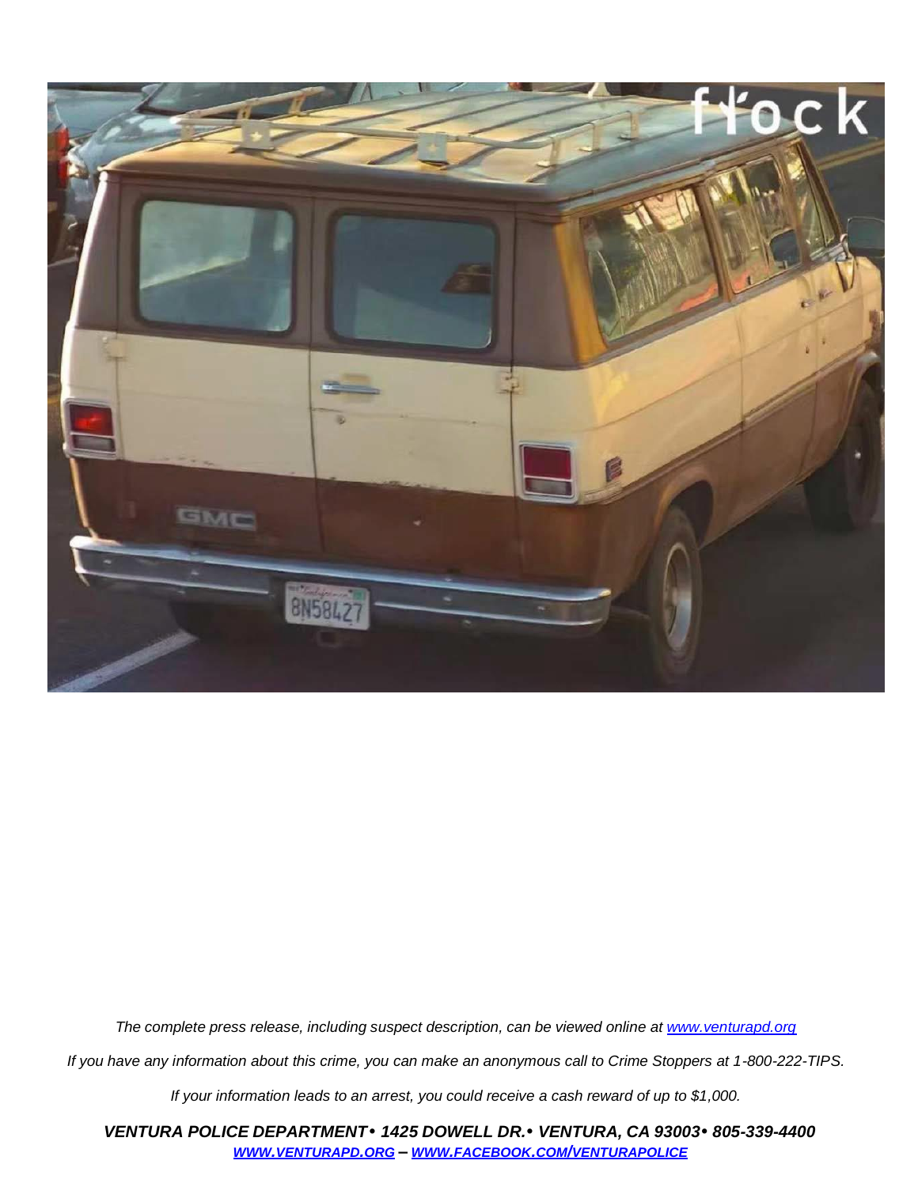*The complete press release, including suspect description, can be viewed online at [www.venturapd.org](http://www.venturapd.org)*

*If you have any information about this crime, you can make an anonymous call to Crime Stoppers at 1-800-222-TIPS.*

*If your information leads to an arrest, you could receive a cash reward of up to $1,000.*

***VENTURA POLICE DEPARTMENT• 1425 DOWELL DR.• VENTURA, CA 93003• 805-339-4400***
***[WWW.VENTURAPD.ORG](http://www.venturapd.org) – [WWW.FACEBOOK.COM/VENTURAPOLICE](http://www.facebook.com/venturapolice)***